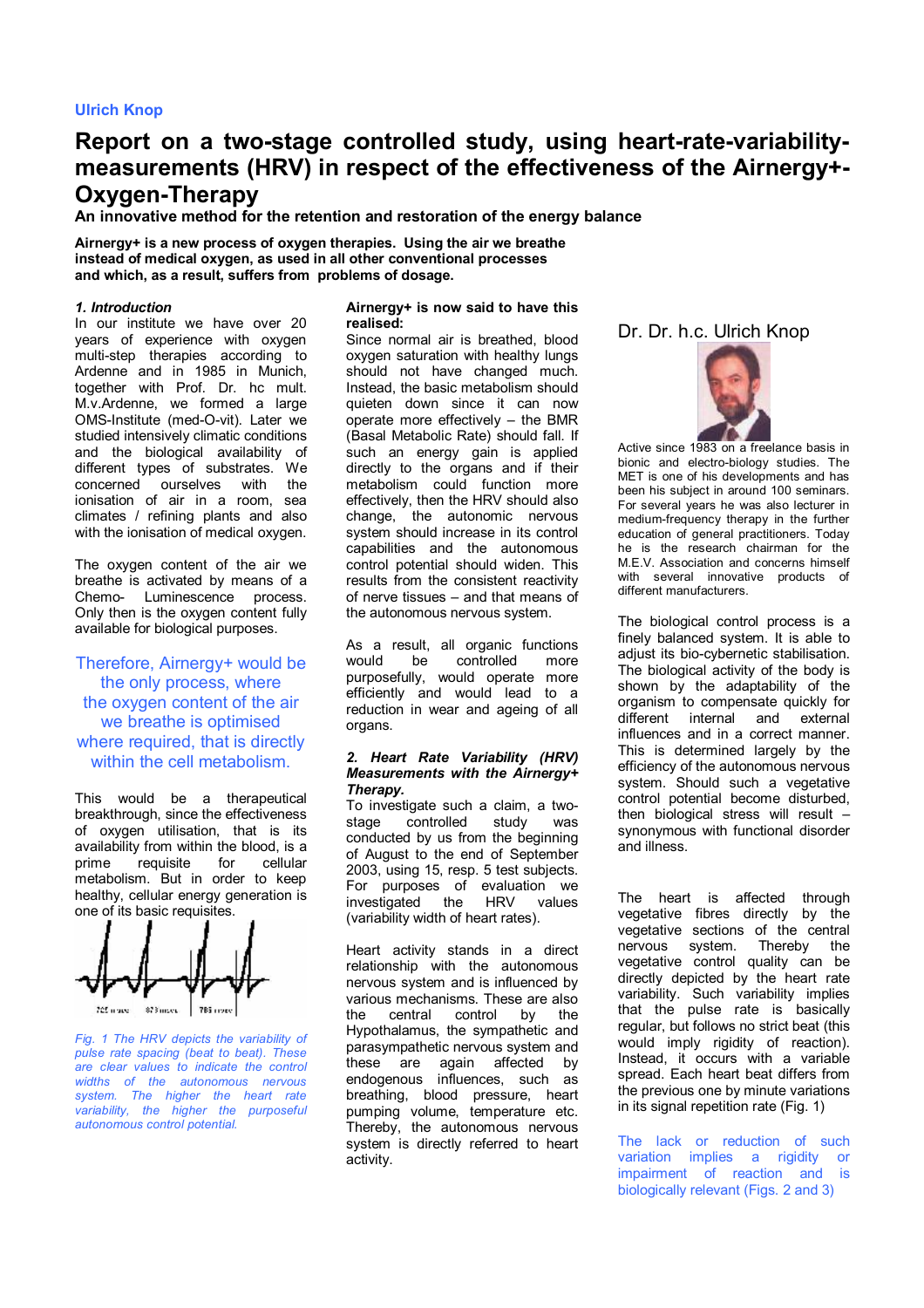**Ulrich Knop**

# Report on a two-stage controlled study, using heart-rate-variability-measurements (HRV) in respect of the effectiveness of the Airnergy+-Oxygen-Therapy

**An innovative method for the retention and restoration of the energy balance**

**Airnergy+ is a new process of oxygen therapies. Using the air we breathe instead of medical oxygen, as used in all other conventional processes and which, as a result, suffers from problems of dosage.**

### *1. Introduction*

In our institute we have over 20 years of experience with oxygen multi-step therapies according to Ardenne and in 1985 in Munich, together with Prof. Dr. hc mult. M.v.Ardenne, we formed a large OMS-Institute (med-O-vit). Later we studied intensively climatic conditions and the biological availability of different types of substrates. We concerned ourselves with the ionisation of air in a room, sea climates / refining plants and also with the ionisation of medical oxygen.

The oxygen content of the air we breathe is activated by means of a Chemo- Luminescence process. Only then is the oxygen content fully available for biological purposes.

Therefore, Airnergy+ would be the only process, where the oxygen content of the air we breathe is optimised where required, that is directly within the cell metabolism.

This would be a therapeutical breakthrough, since the effectiveness of oxygen utilisation, that is its availability from within the blood, is a prime requisite for cellular metabolism. But in order to keep healthy, cellular energy generation is one of its basic requisites.

*Fig. 1 The HRV depicts the variability of pulse rate spacing (beat to beat). These are clear values to indicate the control widths of the autonomous nervous system. The higher the heart rate variability, the higher the purposeful autonomous control potential.*

**Airnergy+ is now said to have this realised:**

Since normal air is breathed, blood oxygen saturation with healthy lungs should not have changed much. Instead, the basic metabolism should quieten down since it can now operate more effectively – the BMR (Basal Metabolic Rate) should fall. If such an energy gain is applied directly to the organs and if their metabolism could function more effectively, then the HRV should also change, the autonomic nervous system should increase in its control capabilities and the autonomous control potential should widen. This results from the consistent reactivity of nerve tissues – and that means of the autonomous nervous system.

As a result, all organic functions would be controlled more purposefully, would operate more efficiently and would lead to a reduction in wear and ageing of all organs.

### *2. Heart Rate Variability (HRV) Measurements with the Airnergy+ Therapy.*

To investigate such a claim, a two-stage controlled study was conducted by us from the beginning of August to the end of September 2003, using 15, resp. 5 test subjects. For purposes of evaluation we investigated the HRV values (variability width of heart rates).

Heart activity stands in a direct relationship with the autonomous nervous system and is influenced by various mechanisms. These are also the central control by the Hypothalamus, the sympathetic and parasympathetic nervous system and these are again affected by endogenous influences, such as breathing, blood pressure, heart pumping volume, temperature etc. Thereby, the autonomous nervous system is directly referred to heart activity.

Dr. Dr. h.c. Ulrich Knop

Active since 1983 on a freelance basis in bionic and electro-biology studies. The MET is one of his developments and has been his subject in around 100 seminars. For several years he was also lecturer in medium-frequency therapy in the further education of general practitioners. Today he is the research chairman for the M.E.V. Association and concerns himself with several innovative products of different manufacturers.

The biological control process is a finely balanced system. It is able to adjust its bio-cybernetic stabilisation. The biological activity of the body is shown by the adaptability of the organism to compensate quickly for different internal and external influences and in a correct manner. This is determined largely by the efficiency of the autonomous nervous system. Should such a vegetative control potential become disturbed, then biological stress will result – synonymous with functional disorder and illness.

The heart is affected through vegetative fibres directly by the vegetative sections of the central nervous system. Thereby the vegetative control quality can be directly depicted by the heart rate variability. Such variability implies that the pulse rate is basically regular, but follows no strict beat (this would imply rigidity of reaction). Instead, it occurs with a variable spread. Each heart beat differs from the previous one by minute variations in its signal repetition rate (Fig. 1)

The lack or reduction of such variation implies a rigidity or impairment of reaction and is biologically relevant (Figs. 2 and 3)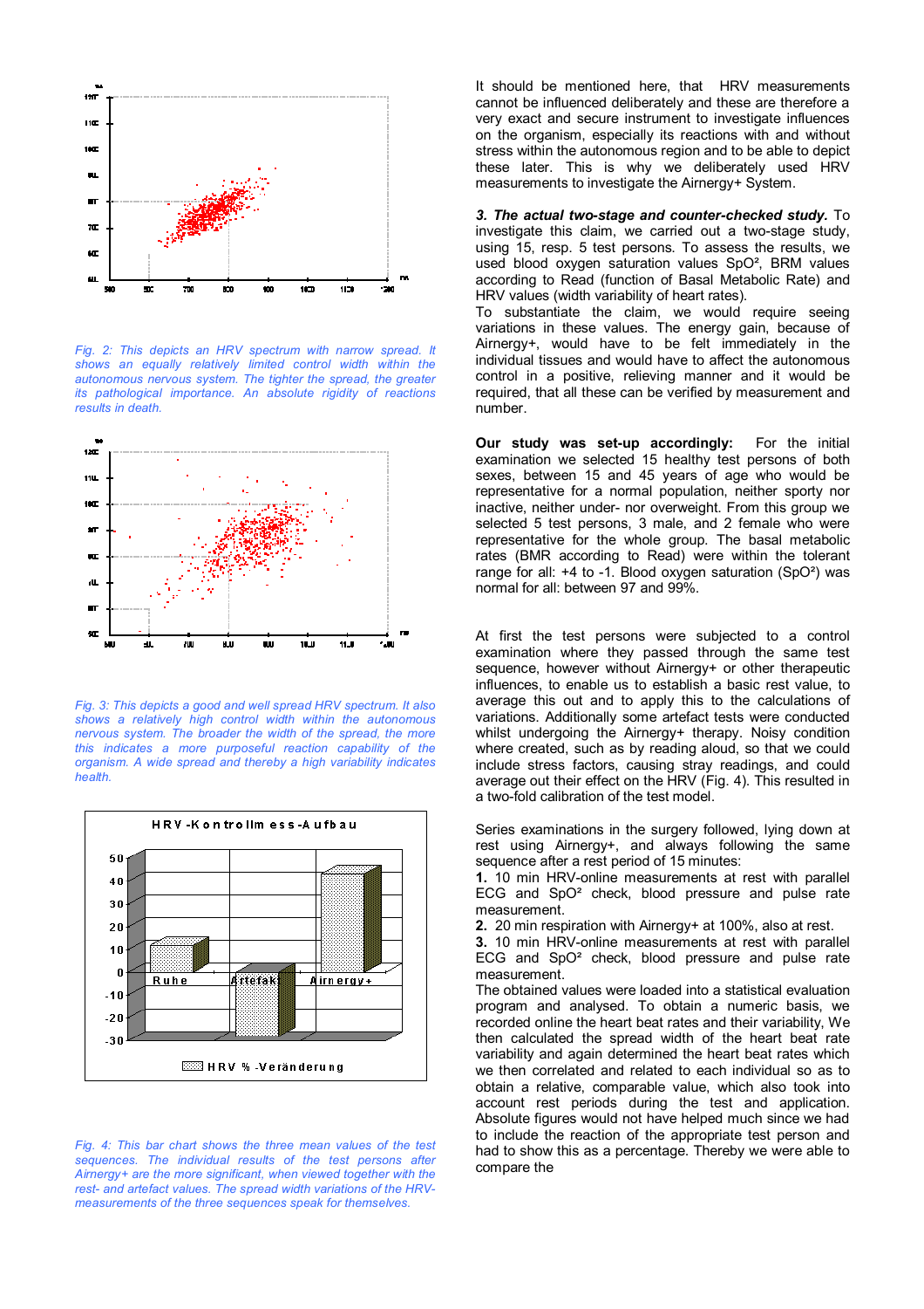Fig. 2: This depicts an HRV spectrum with narrow spread. It shows an equally relatively limited control width within the autonomous nervous system. The tighter the spread, the greater its pathological importance. An absolute rigidity of reactions results in death.

Fig. 3: This depicts a good and well spread HRV spectrum. It also shows a relatively high control width within the autonomous nervous system. The broader the width of the spread, the more this indicates a more purposeful reaction capability of the organism. A wide spread and thereby a high variability indicates health.

Fig. 4: This bar chart shows the three mean values of the test sequences. The individual results of the test persons after Airnergy+ are the more significant, when viewed together with the rest- and artefact values. The spread width variations of the HRV-measurements of the three sequences speak for themselves.

It should be mentioned here, that HRV measurements cannot be influenced deliberately and these are therefore a very exact and secure instrument to investigate influences on the organism, especially its reactions with and without stress within the autonomous region and to be able to depict these later. This is why we deliberately used HRV measurements to investigate the Airnergy+ System.

***3. The actual two-stage and counter-checked study.*** To investigate this claim, we carried out a two-stage study, using 15, resp. 5 test persons. To assess the results, we used blood oxygen saturation values SpO², BRM values according to Read (function of Basal Metabolic Rate) and HRV values (width variability of heart rates).

To substantiate the claim, we would require seeing variations in these values. The energy gain, because of Airnergy+, would have to be felt immediately in the individual tissues and would have to affect the autonomous control in a positive, relieving manner and it would be required, that all these can be verified by measurement and number.

**Our study was set-up accordingly:** For the initial examination we selected 15 healthy test persons of both sexes, between 15 and 45 years of age who would be representative for a normal population, neither sporty nor inactive, neither under- nor overweight. From this group we selected 5 test persons, 3 male, and 2 female who were representative for the whole group. The basal metabolic rates (BMR according to Read) were within the tolerant range for all: +4 to -1. Blood oxygen saturation (SpO²) was normal for all: between 97 and 99%.

At first the test persons were subjected to a control examination where they passed through the same test sequence, however without Airnergy+ or other therapeutic influences, to enable us to establish a basic rest value, to average this out and to apply this to the calculations of variations. Additionally some artefact tests were conducted whilst undergoing the Airnergy+ therapy. Noisy condition where created, such as by reading aloud, so that we could include stress factors, causing stray readings, and could average out their effect on the HRV (Fig. 4). This resulted in a two-fold calibration of the test model.

Series examinations in the surgery followed, lying down at rest using Airnergy+, and always following the same sequence after a rest period of 15 minutes:

**1.** 10 min HRV-online measurements at rest with parallel ECG and SpO² check, blood pressure and pulse rate measurement.

**2.** 20 min respiration with Airnergy+ at 100%, also at rest.

**3.** 10 min HRV-online measurements at rest with parallel ECG and SpO² check, blood pressure and pulse rate measurement.

The obtained values were loaded into a statistical evaluation program and analysed. To obtain a numeric basis, we recorded online the heart beat rates and their variability, We then calculated the spread width of the heart beat rate variability and again determined the heart beat rates which we then correlated and related to each individual so as to obtain a relative, comparable value, which also took into account rest periods during the test and application. Absolute figures would not have helped much since we had to include the reaction of the appropriate test person and had to show this as a percentage. Thereby we were able to compare the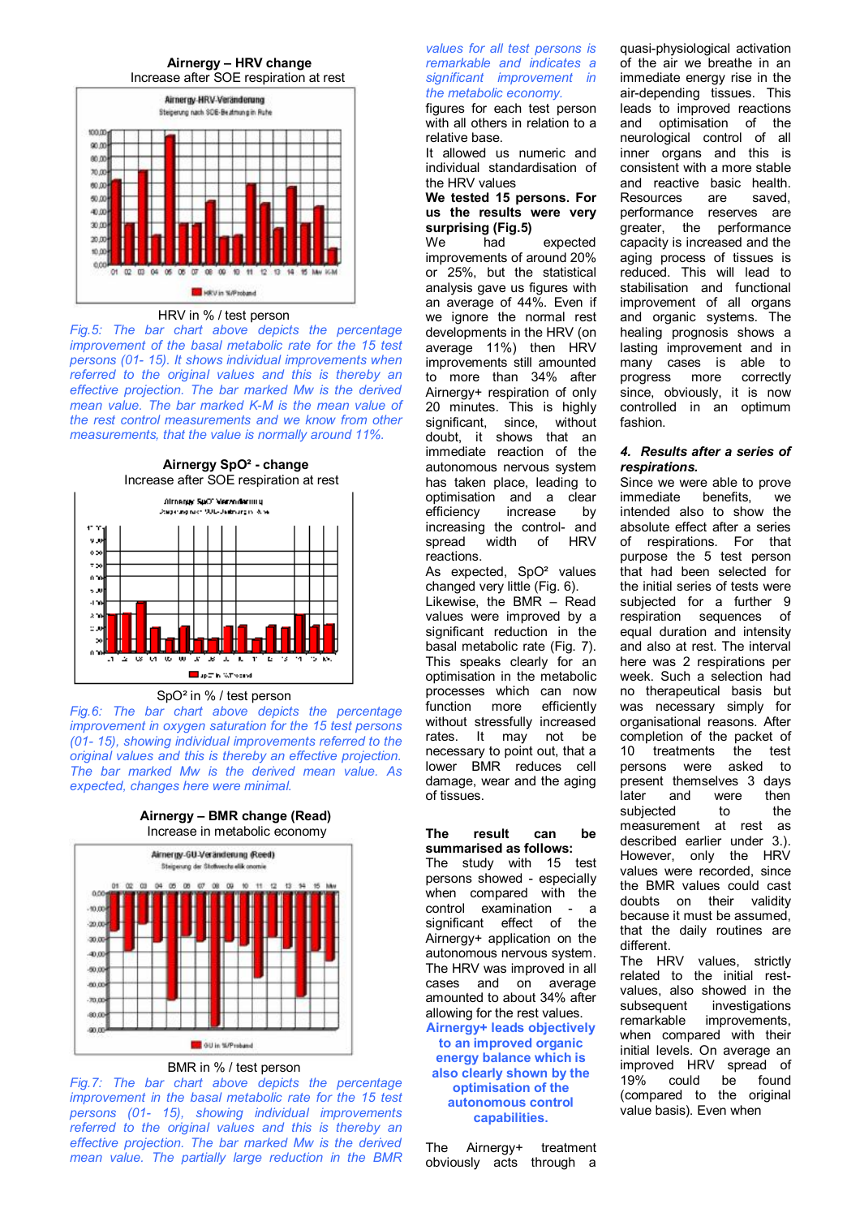**Airnergy – HRV change**
Increase after SOE respiration at rest

HRV in % / test person

*Fig.5: The bar chart above depicts the percentage improvement of the basal metabolic rate for the 15 test persons (01- 15). It shows individual improvements when referred to the original values and this is thereby an effective projection. The bar marked Mw is the derived mean value. The bar marked K-M is the mean value of the rest control measurements and we know from other measurements, that the value is normally around 11%.*

**Airnergy SpO² - change**
Increase after SOE respiration at rest

SpO² in % / test person

*Fig.6: The bar chart above depicts the percentage improvement in oxygen saturation for the 15 test persons (01- 15), showing individual improvements referred to the original values and this is thereby an effective projection. The bar marked Mw is the derived mean value. As expected, changes here were minimal.*

**Airnergy – BMR change (Read)**
Increase in metabolic economy

BMR in % / test person

*Fig.7: The bar chart above depicts the percentage improvement in the basal metabolic rate for the 15 test persons (01- 15), showing individual improvements referred to the original values and this is thereby an effective projection. The bar marked Mw is the derived mean value. The partially large reduction in the BMR values for all test persons is remarkable and indicates a significant improvement in the metabolic economy.*

figures for each test person with all others in relation to a relative base.

It allowed us numeric and individual standardisation of the HRV values

**We tested 15 persons. For us the results were very surprising (Fig.5)**

We had expected improvements of around 20% or 25%, but the statistical analysis gave us figures with an average of 44%. Even if we ignore the normal rest developments in the HRV (on average 11%) then HRV improvements still amounted to more than 34% after Airnergy+ respiration of only 20 minutes. This is highly significant, since, without doubt, it shows that an immediate reaction of the autonomous nervous system has taken place, leading to optimisation and a clear efficiency increase by increasing the control- and spread width of HRV reactions.

As expected, SpO² values changed very little (Fig. 6).

Likewise, the BMR – Read values were improved by a significant reduction in the basal metabolic rate (Fig. 7). This speaks clearly for an optimisation in the metabolic processes which can now function more efficiently without stressfully increased rates. It may not be necessary to point out, that a lower BMR reduces cell damage, wear and the aging of tissues.

**The result can be summarised as follows:**

The study with 15 test persons showed - especially when compared with the control examination - a significant effect of the Airnergy+ application on the autonomous nervous system. The HRV was improved in all cases and on average amounted to about 34% after allowing for the rest values.

**Airnergy+ leads objectively to an improved organic energy balance which is also clearly shown by the optimisation of the autonomous control capabilities.**

The Airnergy+ treatment obviously acts through a quasi-physiological activation of the air we breathe in an immediate energy rise in the air-depending tissues. This leads to improved reactions and optimisation of the neurological control of all inner organs and this is consistent with a more stable and reactive basic health. Resources are saved, performance reserves are greater, the performance capacity is increased and the aging process of tissues is reduced. This will lead to stabilisation and functional improvement of all organs and organic systems. The healing prognosis shows a lasting improvement and in many cases is able to progress more correctly since, obviously, it is now controlled in an optimum fashion.

### *4. Results after a series of respirations.*

Since we were able to prove immediate benefits, we intended also to show the absolute effect after a series of respirations. For that purpose the 5 test person that had been selected for the initial series of tests were subjected for a further 9 respiration sequences of equal duration and intensity and also at rest. The interval here was 2 respirations per week. Such a selection had no therapeutical basis but was necessary simply for organisational reasons. After completion of the packet of 10 treatments the test persons were asked to present themselves 3 days later and were then subjected to the measurement at rest as described earlier under 3.). However, only the HRV values were recorded, since the BMR values could cast doubts on their validity because it must be assumed, that the daily routines are different.

The HRV values, strictly related to the initial rest-values, also showed in the subsequent investigations remarkable improvements, when compared with their initial levels. On average an improved HRV spread of 19% could be found (compared to the original value basis). Even when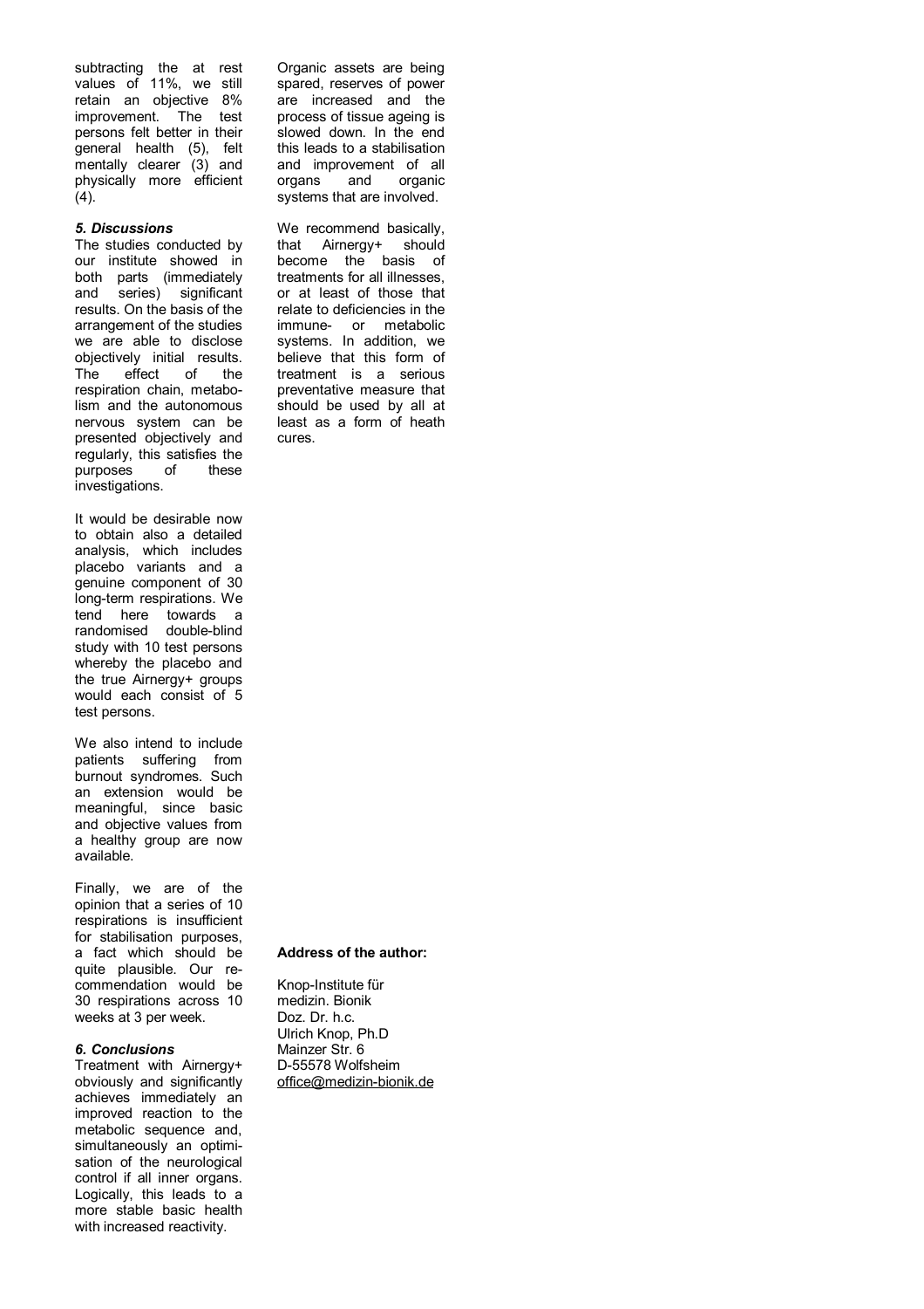subtracting the at rest values of 11%, we still retain an objective 8% improvement. The test persons felt better in their general health (5), felt mentally clearer (3) and physically more efficient (4).

### *5. Discussions*

The studies conducted by our institute showed in both parts (immediately and series) significant results. On the basis of the arrangement of the studies we are able to disclose objectively initial results. The effect of the respiration chain, metabolism and the autonomous nervous system can be presented objectively and regularly, this satisfies the purposes of these investigations.

It would be desirable now to obtain also a detailed analysis, which includes placebo variants and a genuine component of 30 long-term respirations. We tend here towards a randomised double-blind study with 10 test persons whereby the placebo and the true Airnergy+ groups would each consist of 5 test persons.

We also intend to include patients suffering from burnout syndromes. Such an extension would be meaningful, since basic and objective values from a healthy group are now available.

Finally, we are of the opinion that a series of 10 respirations is insufficient for stabilisation purposes, a fact which should be quite plausible. Our recommendation would be 30 respirations across 10 weeks at 3 per week.

### *6. Conclusions*

Treatment with Airnergy+ obviously and significantly achieves immediately an improved reaction to the metabolic sequence and, simultaneously an optimisation of the neurological control if all inner organs. Logically, this leads to a more stable basic health with increased reactivity.

Organic assets are being spared, reserves of power are increased and the process of tissue ageing is slowed down. In the end this leads to a stabilisation and improvement of all organs and organic systems that are involved.

We recommend basically, that Airnergy+ should become the basis of treatments for all illnesses, or at least of those that relate to deficiencies in the immune- or metabolic systems. In addition, we believe that this form of treatment is a serious preventative measure that should be used by all at least as a form of heath cures.

**Address of the author:**

Knop-Institute für
medizin. Bionik
Doz. Dr. h.c.
Ulrich Knop, Ph.D
Mainzer Str. 6
D-55578 Wolfsheim
office@medizin-bionik.de